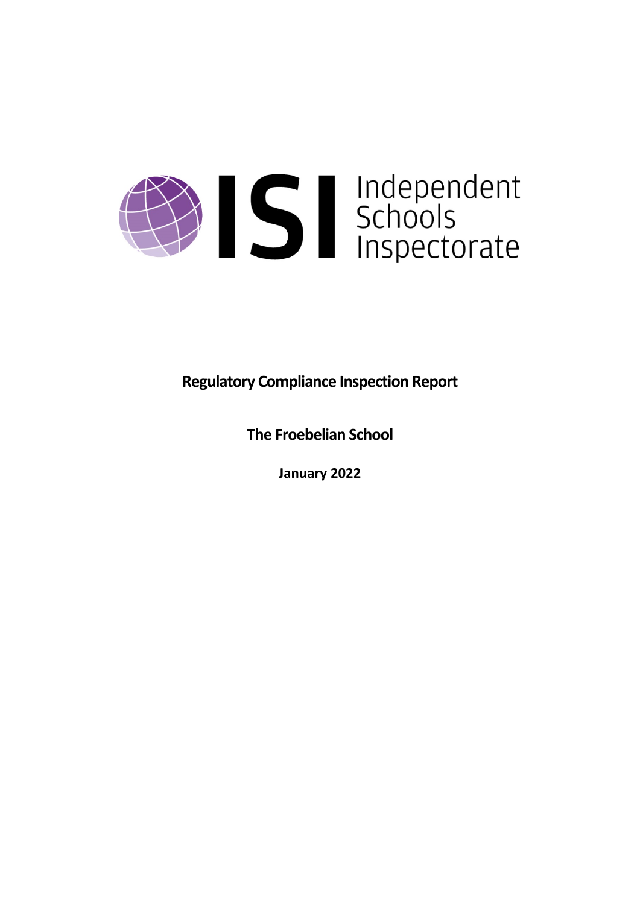ISI Independent Schools Inspectorate

**Regulatory Compliance Inspection Report**

**The Froebelian School**

**January 2022**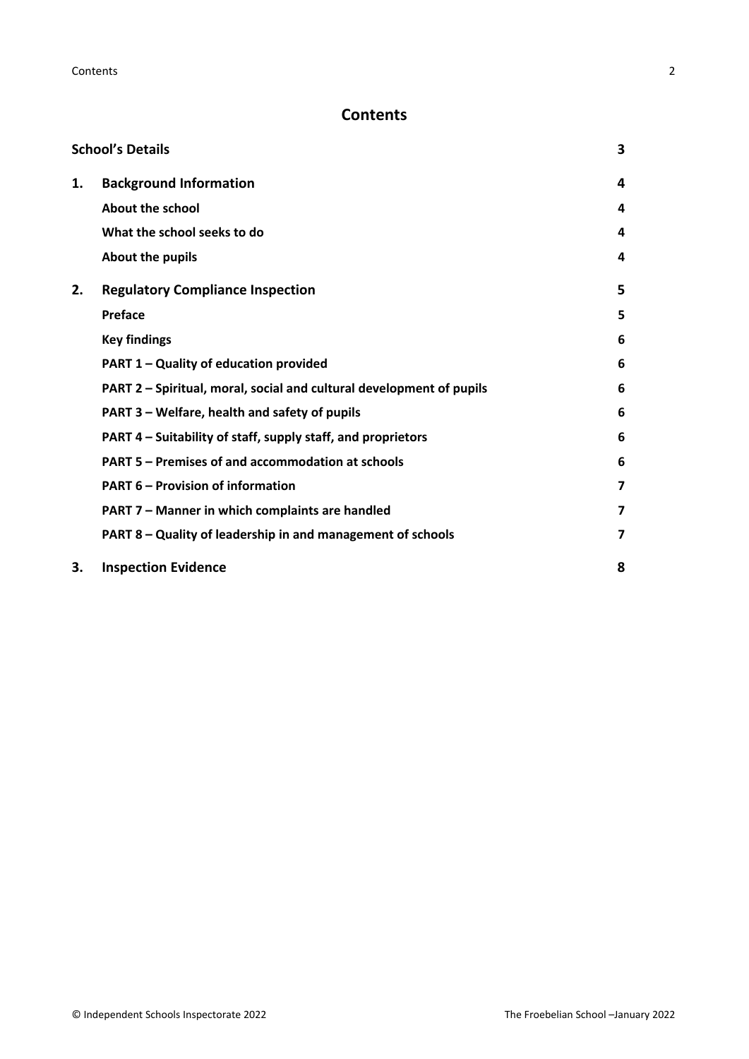# Contents

| | | |
|---|---|---|
| **School's Details** | | **3** |
| **1.** | **Background Information** | **4** |
| | **About the school** | **4** |
| | **What the school seeks to do** | **4** |
| | **About the pupils** | **4** |
| **2.** | **Regulatory Compliance Inspection** | **5** |
| | **Preface** | **5** |
| | **Key findings** | **6** |
| | **PART 1 – Quality of education provided** | **6** |
| | **PART 2 – Spiritual, moral, social and cultural development of pupils** | **6** |
| | **PART 3 – Welfare, health and safety of pupils** | **6** |
| | **PART 4 – Suitability of staff, supply staff, and proprietors** | **6** |
| | **PART 5 – Premises of and accommodation at schools** | **6** |
| | **PART 6 – Provision of information** | **7** |
| | **PART 7 – Manner in which complaints are handled** | **7** |
| | **PART 8 – Quality of leadership in and management of schools** | **7** |
| **3.** | **Inspection Evidence** | **8** |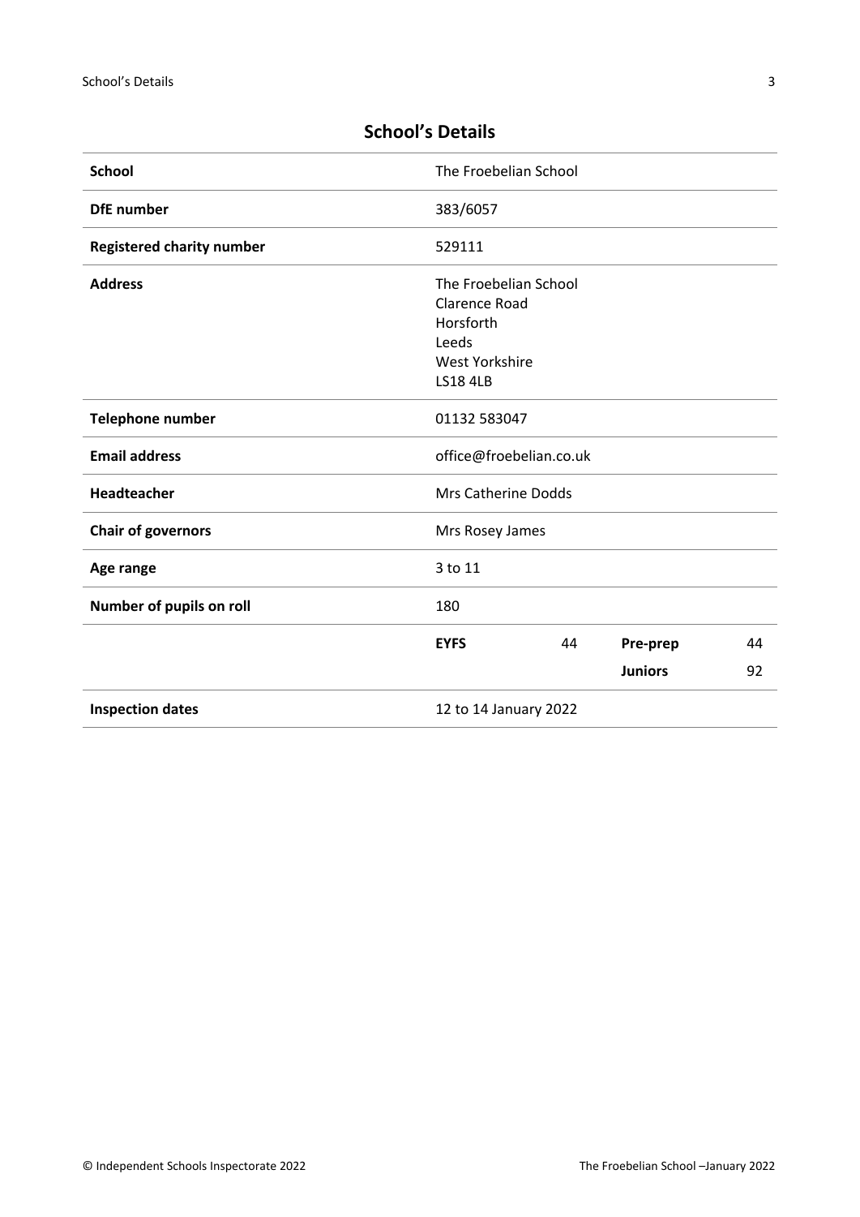## School's Details

| School | The Froebelian School | | | |
|---|---|---|---|---|
| **DfE number** | 383/6057 | | | |
| **Registered charity number** | 529111 | | | |
| **Address** | The Froebelian School<br>Clarence Road<br>Horsforth<br>Leeds<br>West Yorkshire<br>LS18 4LB | | | |
| **Telephone number** | 01132 583047 | | | |
| **Email address** | office@froebelian.co.uk | | | |
| **Headteacher** | Mrs Catherine Dodds | | | |
| **Chair of governors** | Mrs Rosey James | | | |
| **Age range** | 3 to 11 | | | |
| **Number of pupils on roll** | 180 | | | |
| | **EYFS** | 44 | **Pre-prep** | 44 |
| | | | **Juniors** | 92 |
| **Inspection dates** | 12 to 14 January 2022 | | | |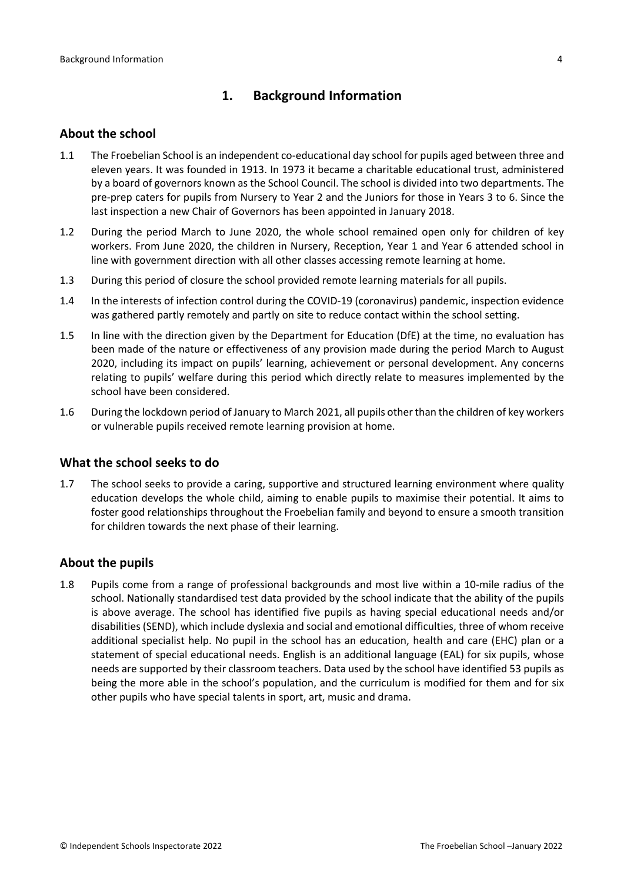## 1. Background Information

### About the school

1.1 The Froebelian School is an independent co-educational day school for pupils aged between three and eleven years. It was founded in 1913. In 1973 it became a charitable educational trust, administered by a board of governors known as the School Council. The school is divided into two departments. The pre-prep caters for pupils from Nursery to Year 2 and the Juniors for those in Years 3 to 6. Since the last inspection a new Chair of Governors has been appointed in January 2018.

1.2 During the period March to June 2020, the whole school remained open only for children of key workers. From June 2020, the children in Nursery, Reception, Year 1 and Year 6 attended school in line with government direction with all other classes accessing remote learning at home.

1.3 During this period of closure the school provided remote learning materials for all pupils.

1.4 In the interests of infection control during the COVID-19 (coronavirus) pandemic, inspection evidence was gathered partly remotely and partly on site to reduce contact within the school setting.

1.5 In line with the direction given by the Department for Education (DfE) at the time, no evaluation has been made of the nature or effectiveness of any provision made during the period March to August 2020, including its impact on pupils' learning, achievement or personal development. Any concerns relating to pupils' welfare during this period which directly relate to measures implemented by the school have been considered.

1.6 During the lockdown period of January to March 2021, all pupils other than the children of key workers or vulnerable pupils received remote learning provision at home.

### What the school seeks to do

1.7 The school seeks to provide a caring, supportive and structured learning environment where quality education develops the whole child, aiming to enable pupils to maximise their potential. It aims to foster good relationships throughout the Froebelian family and beyond to ensure a smooth transition for children towards the next phase of their learning.

### About the pupils

1.8 Pupils come from a range of professional backgrounds and most live within a 10-mile radius of the school. Nationally standardised test data provided by the school indicate that the ability of the pupils is above average. The school has identified five pupils as having special educational needs and/or disabilities (SEND), which include dyslexia and social and emotional difficulties, three of whom receive additional specialist help. No pupil in the school has an education, health and care (EHC) plan or a statement of special educational needs. English is an additional language (EAL) for six pupils, whose needs are supported by their classroom teachers. Data used by the school have identified 53 pupils as being the more able in the school's population, and the curriculum is modified for them and for six other pupils who have special talents in sport, art, music and drama.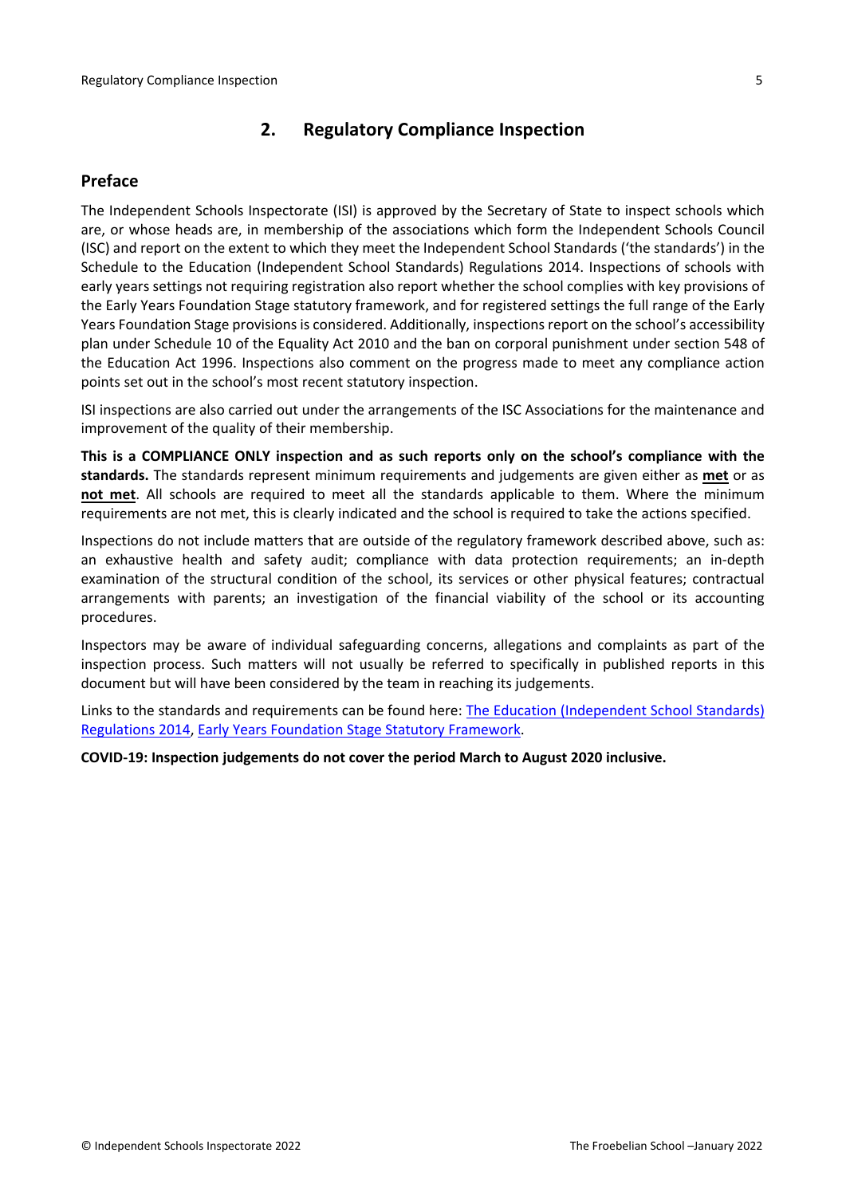## 2. Regulatory Compliance Inspection

### Preface

The Independent Schools Inspectorate (ISI) is approved by the Secretary of State to inspect schools which are, or whose heads are, in membership of the associations which form the Independent Schools Council (ISC) and report on the extent to which they meet the Independent School Standards ('the standards') in the Schedule to the Education (Independent School Standards) Regulations 2014. Inspections of schools with early years settings not requiring registration also report whether the school complies with key provisions of the Early Years Foundation Stage statutory framework, and for registered settings the full range of the Early Years Foundation Stage provisions is considered. Additionally, inspections report on the school's accessibility plan under Schedule 10 of the Equality Act 2010 and the ban on corporal punishment under section 548 of the Education Act 1996. Inspections also comment on the progress made to meet any compliance action points set out in the school's most recent statutory inspection.

ISI inspections are also carried out under the arrangements of the ISC Associations for the maintenance and improvement of the quality of their membership.

**This is a COMPLIANCE ONLY inspection and as such reports only on the school's compliance with the standards.** The standards represent minimum requirements and judgements are given either as **met** or as **not met**. All schools are required to meet all the standards applicable to them. Where the minimum requirements are not met, this is clearly indicated and the school is required to take the actions specified.

Inspections do not include matters that are outside of the regulatory framework described above, such as: an exhaustive health and safety audit; compliance with data protection requirements; an in-depth examination of the structural condition of the school, its services or other physical features; contractual arrangements with parents; an investigation of the financial viability of the school or its accounting procedures.

Inspectors may be aware of individual safeguarding concerns, allegations and complaints as part of the inspection process. Such matters will not usually be referred to specifically in published reports in this document but will have been considered by the team in reaching its judgements.

Links to the standards and requirements can be found here: The Education (Independent School Standards) Regulations 2014, Early Years Foundation Stage Statutory Framework.

**COVID-19: Inspection judgements do not cover the period March to August 2020 inclusive.**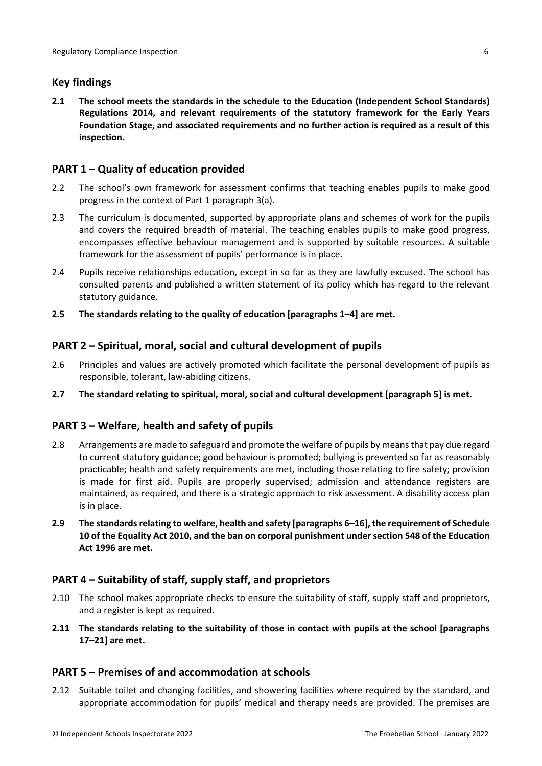## Key findings

**2.1 The school meets the standards in the schedule to the Education (Independent School Standards) Regulations 2014, and relevant requirements of the statutory framework for the Early Years Foundation Stage, and associated requirements and no further action is required as a result of this inspection.**

## PART 1 – Quality of education provided

2.2 The school's own framework for assessment confirms that teaching enables pupils to make good progress in the context of Part 1 paragraph 3(a).

2.3 The curriculum is documented, supported by appropriate plans and schemes of work for the pupils and covers the required breadth of material. The teaching enables pupils to make good progress, encompasses effective behaviour management and is supported by suitable resources. A suitable framework for the assessment of pupils' performance is in place.

2.4 Pupils receive relationships education, except in so far as they are lawfully excused. The school has consulted parents and published a written statement of its policy which has regard to the relevant statutory guidance.

**2.5 The standards relating to the quality of education [paragraphs 1–4] are met.**

## PART 2 – Spiritual, moral, social and cultural development of pupils

2.6 Principles and values are actively promoted which facilitate the personal development of pupils as responsible, tolerant, law-abiding citizens.

**2.7 The standard relating to spiritual, moral, social and cultural development [paragraph 5] is met.**

## PART 3 – Welfare, health and safety of pupils

2.8 Arrangements are made to safeguard and promote the welfare of pupils by means that pay due regard to current statutory guidance; good behaviour is promoted; bullying is prevented so far as reasonably practicable; health and safety requirements are met, including those relating to fire safety; provision is made for first aid. Pupils are properly supervised; admission and attendance registers are maintained, as required, and there is a strategic approach to risk assessment. A disability access plan is in place.

**2.9 The standards relating to welfare, health and safety [paragraphs 6–16], the requirement of Schedule 10 of the Equality Act 2010, and the ban on corporal punishment under section 548 of the Education Act 1996 are met.**

## PART 4 – Suitability of staff, supply staff, and proprietors

2.10 The school makes appropriate checks to ensure the suitability of staff, supply staff and proprietors, and a register is kept as required.

**2.11 The standards relating to the suitability of those in contact with pupils at the school [paragraphs 17–21] are met.**

## PART 5 – Premises of and accommodation at schools

2.12 Suitable toilet and changing facilities, and showering facilities where required by the standard, and appropriate accommodation for pupils' medical and therapy needs are provided. The premises are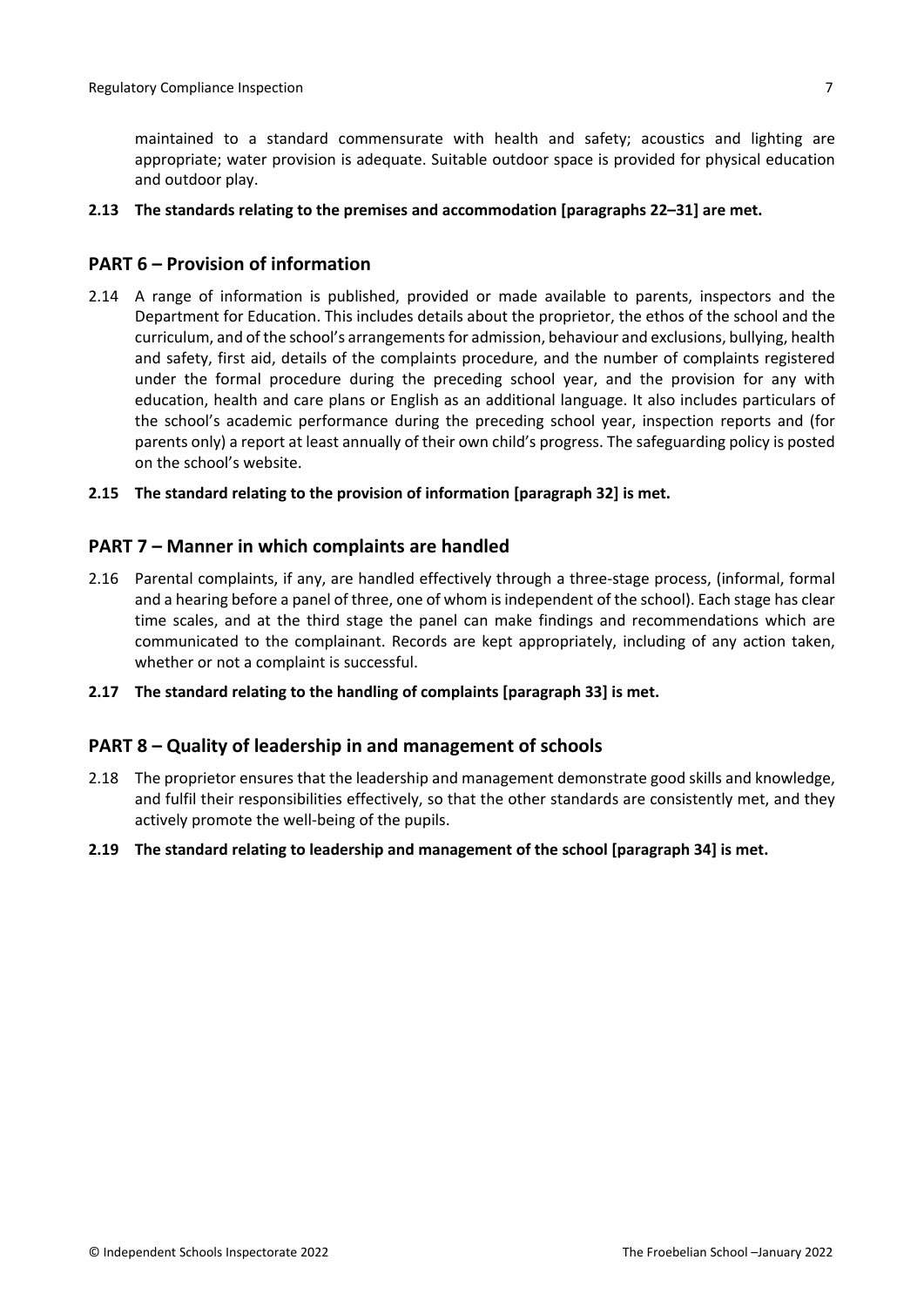maintained to a standard commensurate with health and safety; acoustics and lighting are appropriate; water provision is adequate. Suitable outdoor space is provided for physical education and outdoor play.

**2.13 The standards relating to the premises and accommodation [paragraphs 22–31] are met.**

## PART 6 – Provision of information

2.14 A range of information is published, provided or made available to parents, inspectors and the Department for Education. This includes details about the proprietor, the ethos of the school and the curriculum, and of the school's arrangements for admission, behaviour and exclusions, bullying, health and safety, first aid, details of the complaints procedure, and the number of complaints registered under the formal procedure during the preceding school year, and the provision for any with education, health and care plans or English as an additional language. It also includes particulars of the school's academic performance during the preceding school year, inspection reports and (for parents only) a report at least annually of their own child's progress. The safeguarding policy is posted on the school's website.

**2.15 The standard relating to the provision of information [paragraph 32] is met.**

## PART 7 – Manner in which complaints are handled

2.16 Parental complaints, if any, are handled effectively through a three-stage process, (informal, formal and a hearing before a panel of three, one of whom is independent of the school). Each stage has clear time scales, and at the third stage the panel can make findings and recommendations which are communicated to the complainant. Records are kept appropriately, including of any action taken, whether or not a complaint is successful.

**2.17 The standard relating to the handling of complaints [paragraph 33] is met.**

## PART 8 – Quality of leadership in and management of schools

2.18 The proprietor ensures that the leadership and management demonstrate good skills and knowledge, and fulfil their responsibilities effectively, so that the other standards are consistently met, and they actively promote the well-being of the pupils.

**2.19 The standard relating to leadership and management of the school [paragraph 34] is met.**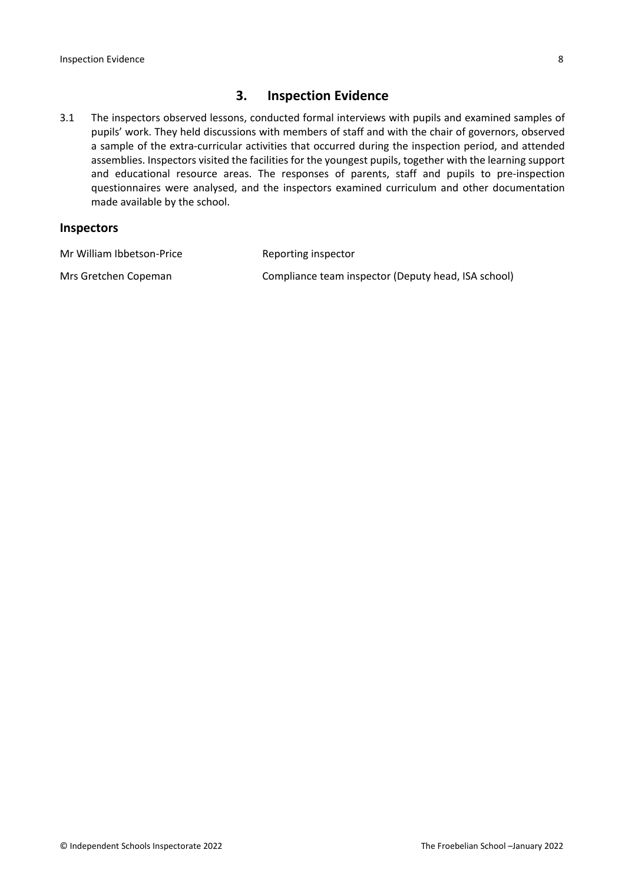## 3. Inspection Evidence

3.1 The inspectors observed lessons, conducted formal interviews with pupils and examined samples of pupils' work. They held discussions with members of staff and with the chair of governors, observed a sample of the extra-curricular activities that occurred during the inspection period, and attended assemblies. Inspectors visited the facilities for the youngest pupils, together with the learning support and educational resource areas. The responses of parents, staff and pupils to pre-inspection questionnaires were analysed, and the inspectors examined curriculum and other documentation made available by the school.

### Inspectors

| | |
|---|---|
| Mr William Ibbetson-Price | Reporting inspector |
| Mrs Gretchen Copeman | Compliance team inspector (Deputy head, ISA school) |